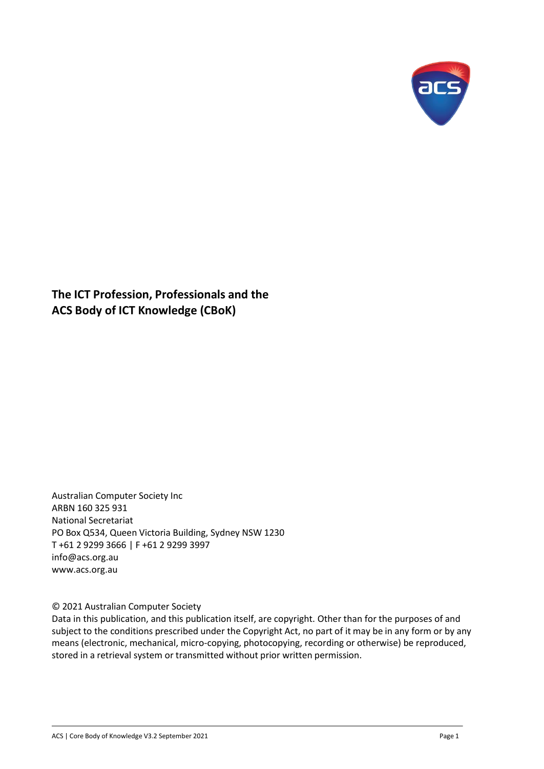# The ICT Profession, Professionals and the ACS Body of ICT Knowledge (CBoK)

Australian Computer Society Inc
ARBN 160 325 931
National Secretariat
PO Box Q534, Queen Victoria Building, Sydney NSW 1230
T +61 2 9299 3666 | F +61 2 9299 3997
info@acs.org.au
www.acs.org.au

© 2021 Australian Computer Society
Data in this publication, and this publication itself, are copyright. Other than for the purposes of and subject to the conditions prescribed under the Copyright Act, no part of it may be in any form or by any means (electronic, mechanical, micro-copying, photocopying, recording or otherwise) be reproduced, stored in a retrieval system or transmitted without prior written permission.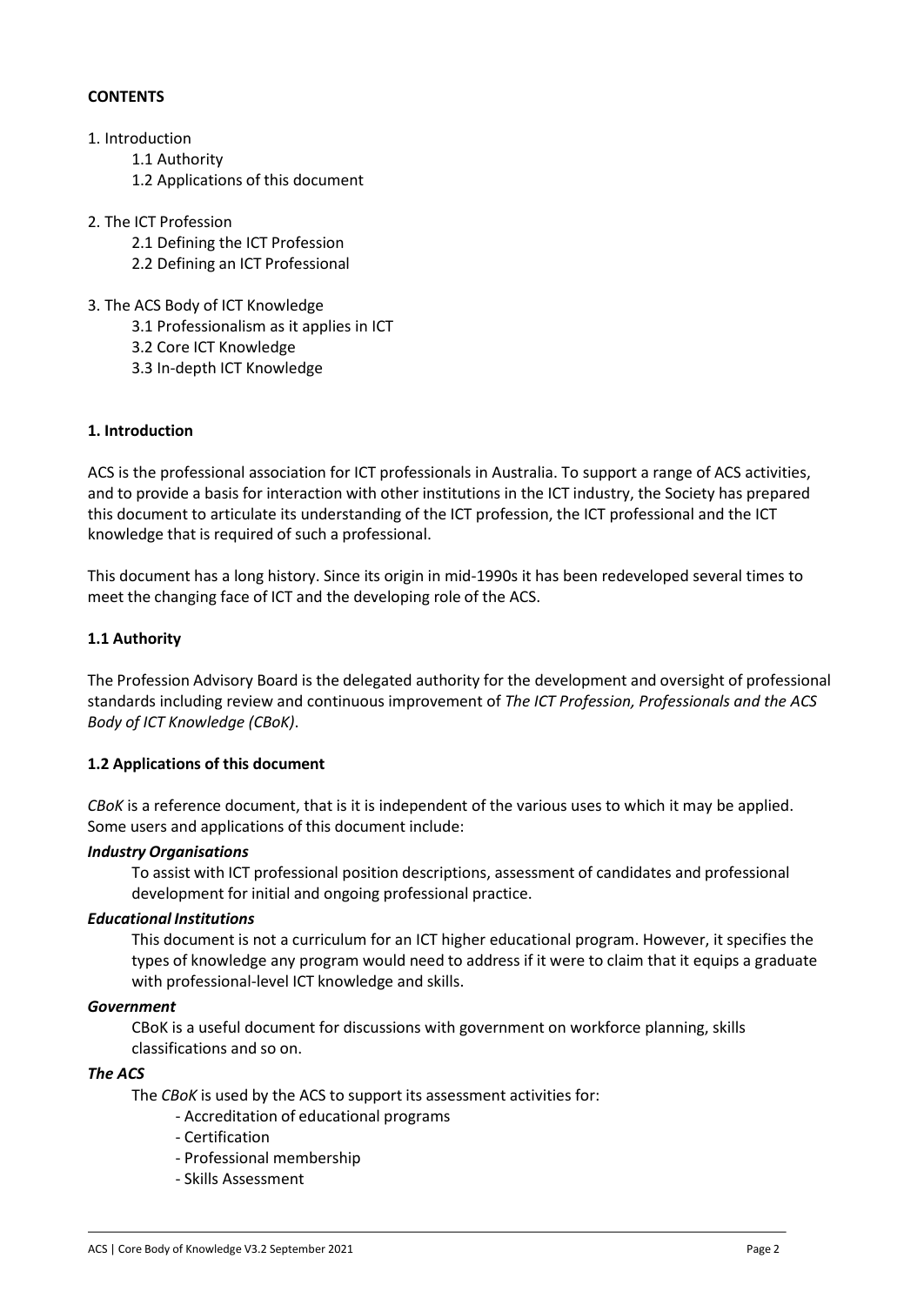**CONTENTS**

1. Introduction
    - 1.1 Authority
    - 1.2 Applications of this document
2. The ICT Profession
    - 2.1 Defining the ICT Profession
    - 2.2 Defining an ICT Professional
3. The ACS Body of ICT Knowledge
    - 3.1 Professionalism as it applies in ICT
    - 3.2 Core ICT Knowledge
    - 3.3 In-depth ICT Knowledge

## 1. Introduction

ACS is the professional association for ICT professionals in Australia. To support a range of ACS activities, and to provide a basis for interaction with other institutions in the ICT industry, the Society has prepared this document to articulate its understanding of the ICT profession, the ICT professional and the ICT knowledge that is required of such a professional.

This document has a long history. Since its origin in mid-1990s it has been redeveloped several times to meet the changing face of ICT and the developing role of the ACS.

### 1.1 Authority

The Profession Advisory Board is the delegated authority for the development and oversight of professional standards including review and continuous improvement of *The ICT Profession, Professionals and the ACS Body of ICT Knowledge (CBoK)*.

### 1.2 Applications of this document

*CBoK* is a reference document, that is it is independent of the various uses to which it may be applied. Some users and applications of this document include:

***Industry Organisations***

To assist with ICT professional position descriptions, assessment of candidates and professional development for initial and ongoing professional practice.

***Educational Institutions***

This document is not a curriculum for an ICT higher educational program. However, it specifies the types of knowledge any program would need to address if it were to claim that it equips a graduate with professional-level ICT knowledge and skills.

***Government***

CBoK is a useful document for discussions with government on workforce planning, skills classifications and so on.

***The ACS***

The *CBoK* is used by the ACS to support its assessment activities for:

- Accreditation of educational programs
- Certification
- Professional membership
- Skills Assessment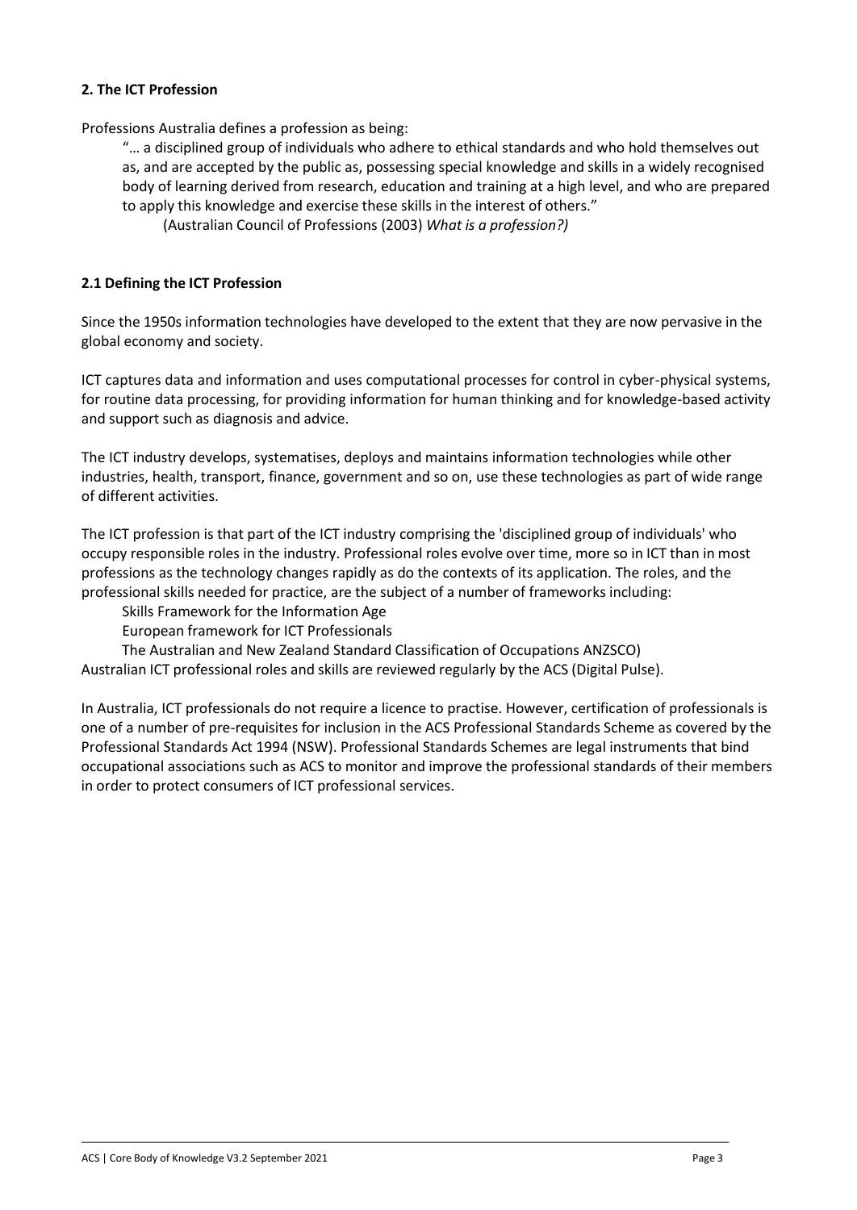## 2. The ICT Profession

Professions Australia defines a profession as being:

> "… a disciplined group of individuals who adhere to ethical standards and who hold themselves out as, and are accepted by the public as, possessing special knowledge and skills in a widely recognised body of learning derived from research, education and training at a high level, and who are prepared to apply this knowledge and exercise these skills in the interest of others."
>
> (Australian Council of Professions (2003) *What is a profession?)*

### 2.1 Defining the ICT Profession

Since the 1950s information technologies have developed to the extent that they are now pervasive in the global economy and society.

ICT captures data and information and uses computational processes for control in cyber-physical systems, for routine data processing, for providing information for human thinking and for knowledge-based activity and support such as diagnosis and advice.

The ICT industry develops, systematises, deploys and maintains information technologies while other industries, health, transport, finance, government and so on, use these technologies as part of wide range of different activities.

The ICT profession is that part of the ICT industry comprising the 'disciplined group of individuals' who occupy responsible roles in the industry. Professional roles evolve over time, more so in ICT than in most professions as the technology changes rapidly as do the contexts of its application. The roles, and the professional skills needed for practice, are the subject of a number of frameworks including:

- Skills Framework for the Information Age
- European framework for ICT Professionals
- The Australian and New Zealand Standard Classification of Occupations ANZSCO)

Australian ICT professional roles and skills are reviewed regularly by the ACS (Digital Pulse).

In Australia, ICT professionals do not require a licence to practise. However, certification of professionals is one of a number of pre-requisites for inclusion in the ACS Professional Standards Scheme as covered by the Professional Standards Act 1994 (NSW). Professional Standards Schemes are legal instruments that bind occupational associations such as ACS to monitor and improve the professional standards of their members in order to protect consumers of ICT professional services.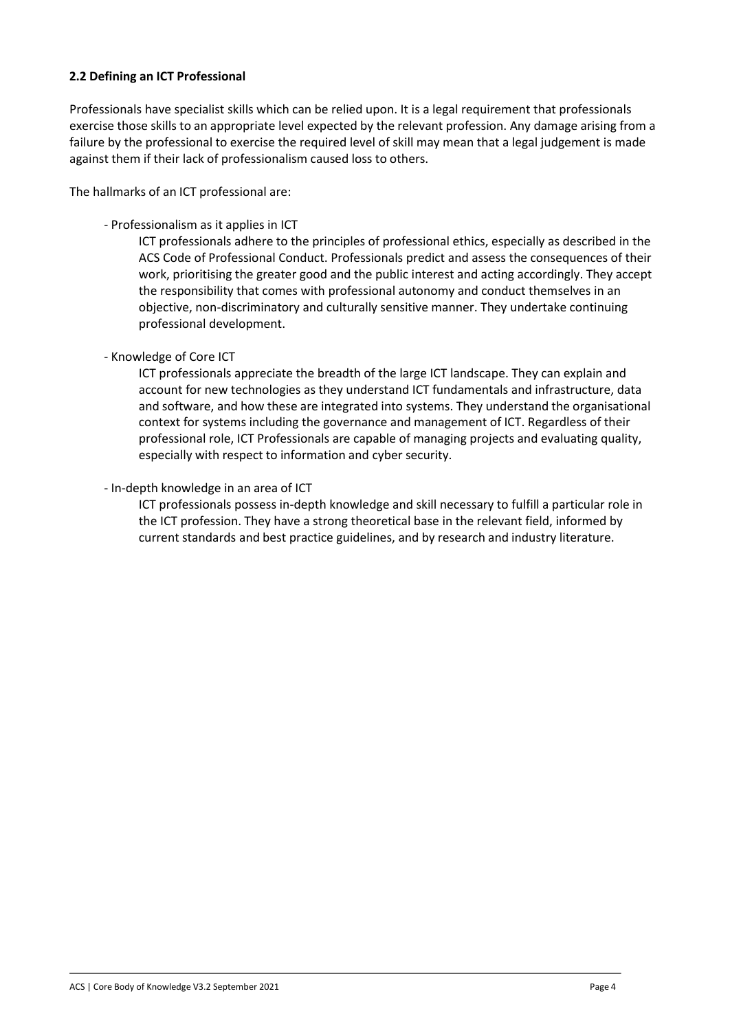### 2.2 Defining an ICT Professional

Professionals have specialist skills which can be relied upon. It is a legal requirement that professionals exercise those skills to an appropriate level expected by the relevant profession. Any damage arising from a failure by the professional to exercise the required level of skill may mean that a legal judgement is made against them if their lack of professionalism caused loss to others.

The hallmarks of an ICT professional are:

- Professionalism as it applies in ICT

  ICT professionals adhere to the principles of professional ethics, especially as described in the ACS Code of Professional Conduct. Professionals predict and assess the consequences of their work, prioritising the greater good and the public interest and acting accordingly. They accept the responsibility that comes with professional autonomy and conduct themselves in an objective, non-discriminatory and culturally sensitive manner. They undertake continuing professional development.

- Knowledge of Core ICT

  ICT professionals appreciate the breadth of the large ICT landscape. They can explain and account for new technologies as they understand ICT fundamentals and infrastructure, data and software, and how these are integrated into systems. They understand the organisational context for systems including the governance and management of ICT. Regardless of their professional role, ICT Professionals are capable of managing projects and evaluating quality, especially with respect to information and cyber security.

- In-depth knowledge in an area of ICT

  ICT professionals possess in-depth knowledge and skill necessary to fulfill a particular role in the ICT profession. They have a strong theoretical base in the relevant field, informed by current standards and best practice guidelines, and by research and industry literature.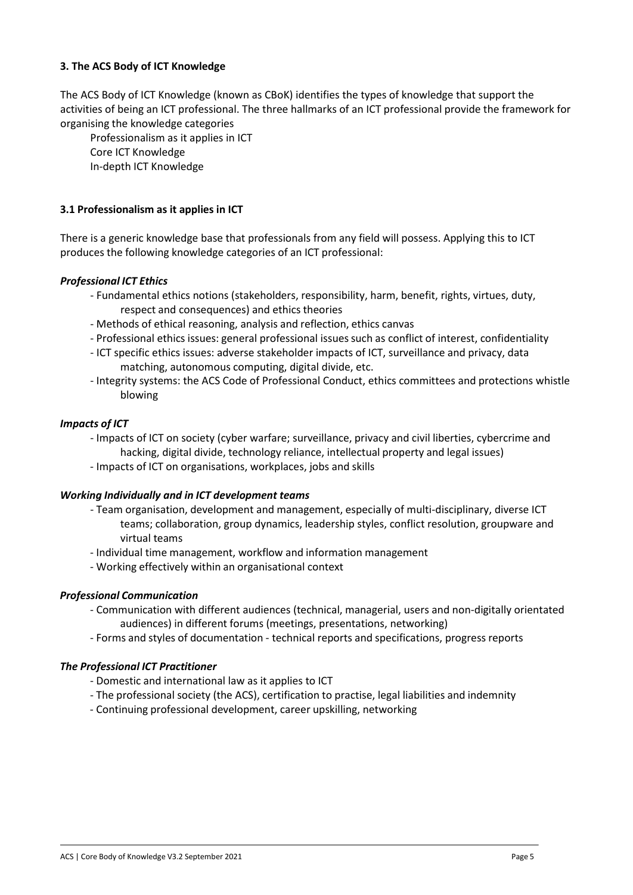## 3. The ACS Body of ICT Knowledge

The ACS Body of ICT Knowledge (known as CBoK) identifies the types of knowledge that support the activities of being an ICT professional. The three hallmarks of an ICT professional provide the framework for organising the knowledge categories

Professionalism as it applies in ICT
Core ICT Knowledge
In-depth ICT Knowledge

### 3.1 Professionalism as it applies in ICT

There is a generic knowledge base that professionals from any field will possess. Applying this to ICT produces the following knowledge categories of an ICT professional:

***Professional ICT Ethics***

- Fundamental ethics notions (stakeholders, responsibility, harm, benefit, rights, virtues, duty, respect and consequences) and ethics theories
- Methods of ethical reasoning, analysis and reflection, ethics canvas
- Professional ethics issues: general professional issues such as conflict of interest, confidentiality
- ICT specific ethics issues: adverse stakeholder impacts of ICT, surveillance and privacy, data matching, autonomous computing, digital divide, etc.
- Integrity systems: the ACS Code of Professional Conduct, ethics committees and protections whistle blowing

***Impacts of ICT***

- Impacts of ICT on society (cyber warfare; surveillance, privacy and civil liberties, cybercrime and hacking, digital divide, technology reliance, intellectual property and legal issues)
- Impacts of ICT on organisations, workplaces, jobs and skills

***Working Individually and in ICT development teams***

- Team organisation, development and management, especially of multi-disciplinary, diverse ICT teams; collaboration, group dynamics, leadership styles, conflict resolution, groupware and virtual teams
- Individual time management, workflow and information management
- Working effectively within an organisational context

***Professional Communication***

- Communication with different audiences (technical, managerial, users and non-digitally orientated audiences) in different forums (meetings, presentations, networking)
- Forms and styles of documentation - technical reports and specifications, progress reports

***The Professional ICT Practitioner***

- Domestic and international law as it applies to ICT
- The professional society (the ACS), certification to practise, legal liabilities and indemnity
- Continuing professional development, career upskilling, networking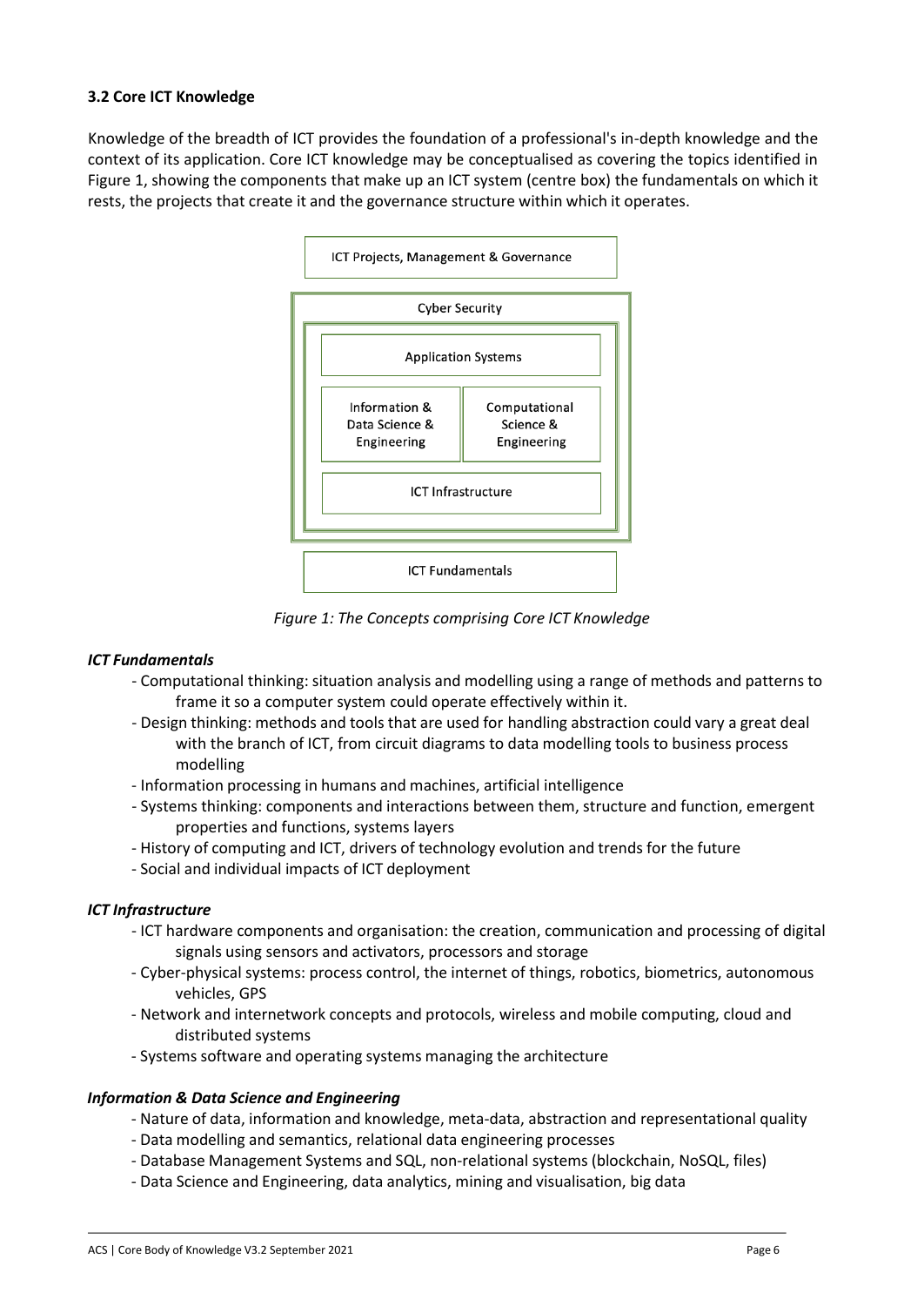### 3.2 Core ICT Knowledge

Knowledge of the breadth of ICT provides the foundation of a professional's in-depth knowledge and the context of its application. Core ICT knowledge may be conceptualised as covering the topics identified in Figure 1, showing the components that make up an ICT system (centre box) the fundamentals on which it rests, the projects that create it and the governance structure within which it operates.

ICT Projects, Management & Governance

Cyber Security

Application Systems

Information & Data Science & Engineering

Computational Science & Engineering

ICT Infrastructure

ICT Fundamentals

*Figure 1: The Concepts comprising Core ICT Knowledge*

***ICT Fundamentals***

- Computational thinking: situation analysis and modelling using a range of methods and patterns to frame it so a computer system could operate effectively within it.
- Design thinking: methods and tools that are used for handling abstraction could vary a great deal with the branch of ICT, from circuit diagrams to data modelling tools to business process modelling
- Information processing in humans and machines, artificial intelligence
- Systems thinking: components and interactions between them, structure and function, emergent properties and functions, systems layers
- History of computing and ICT, drivers of technology evolution and trends for the future
- Social and individual impacts of ICT deployment

***ICT Infrastructure***

- ICT hardware components and organisation: the creation, communication and processing of digital signals using sensors and activators, processors and storage
- Cyber-physical systems: process control, the internet of things, robotics, biometrics, autonomous vehicles, GPS
- Network and internetwork concepts and protocols, wireless and mobile computing, cloud and distributed systems
- Systems software and operating systems managing the architecture

***Information & Data Science and Engineering***

- Nature of data, information and knowledge, meta-data, abstraction and representational quality
- Data modelling and semantics, relational data engineering processes
- Database Management Systems and SQL, non-relational systems (blockchain, NoSQL, files)
- Data Science and Engineering, data analytics, mining and visualisation, big data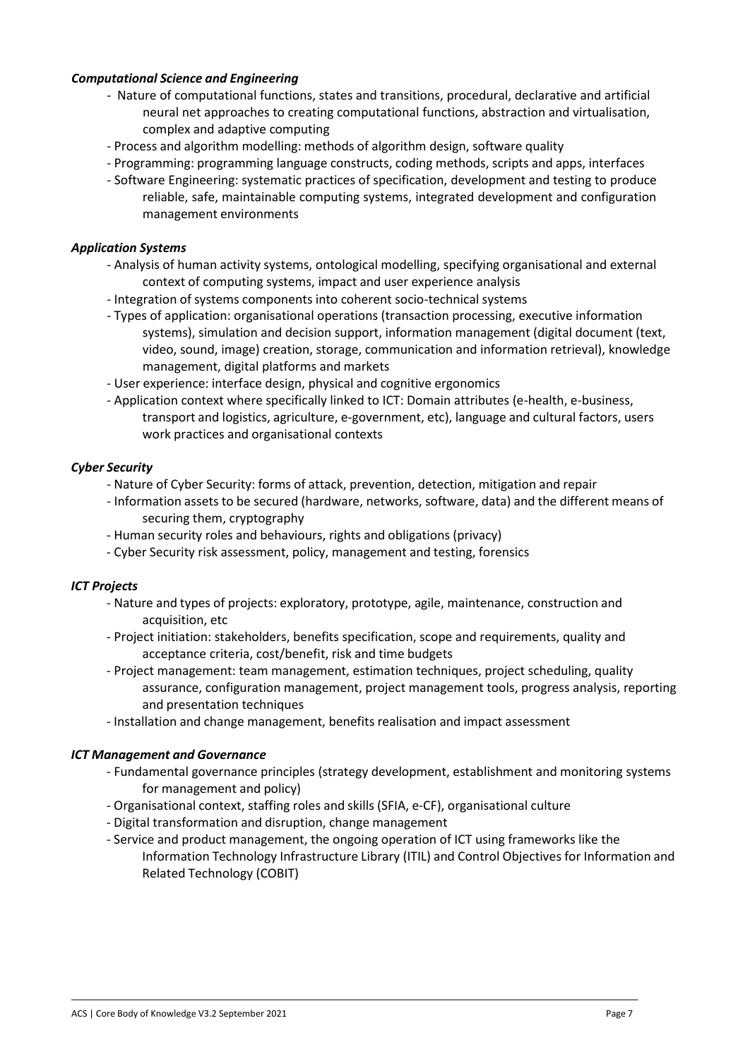***Computational Science and Engineering***

- Nature of computational functions, states and transitions, procedural, declarative and artificial neural net approaches to creating computational functions, abstraction and virtualisation, complex and adaptive computing
- Process and algorithm modelling: methods of algorithm design, software quality
- Programming: programming language constructs, coding methods, scripts and apps, interfaces
- Software Engineering: systematic practices of specification, development and testing to produce reliable, safe, maintainable computing systems, integrated development and configuration management environments

***Application Systems***

- Analysis of human activity systems, ontological modelling, specifying organisational and external context of computing systems, impact and user experience analysis
- Integration of systems components into coherent socio-technical systems
- Types of application: organisational operations (transaction processing, executive information systems), simulation and decision support, information management (digital document (text, video, sound, image) creation, storage, communication and information retrieval), knowledge management, digital platforms and markets
- User experience: interface design, physical and cognitive ergonomics
- Application context where specifically linked to ICT: Domain attributes (e-health, e-business, transport and logistics, agriculture, e-government, etc), language and cultural factors, users work practices and organisational contexts

***Cyber Security***

- Nature of Cyber Security: forms of attack, prevention, detection, mitigation and repair
- Information assets to be secured (hardware, networks, software, data) and the different means of securing them, cryptography
- Human security roles and behaviours, rights and obligations (privacy)
- Cyber Security risk assessment, policy, management and testing, forensics

***ICT Projects***

- Nature and types of projects: exploratory, prototype, agile, maintenance, construction and acquisition, etc
- Project initiation: stakeholders, benefits specification, scope and requirements, quality and acceptance criteria, cost/benefit, risk and time budgets
- Project management: team management, estimation techniques, project scheduling, quality assurance, configuration management, project management tools, progress analysis, reporting and presentation techniques
- Installation and change management, benefits realisation and impact assessment

***ICT Management and Governance***

- Fundamental governance principles (strategy development, establishment and monitoring systems for management and policy)
- Organisational context, staffing roles and skills (SFIA, e-CF), organisational culture
- Digital transformation and disruption, change management
- Service and product management, the ongoing operation of ICT using frameworks like the Information Technology Infrastructure Library (ITIL) and Control Objectives for Information and Related Technology (COBIT)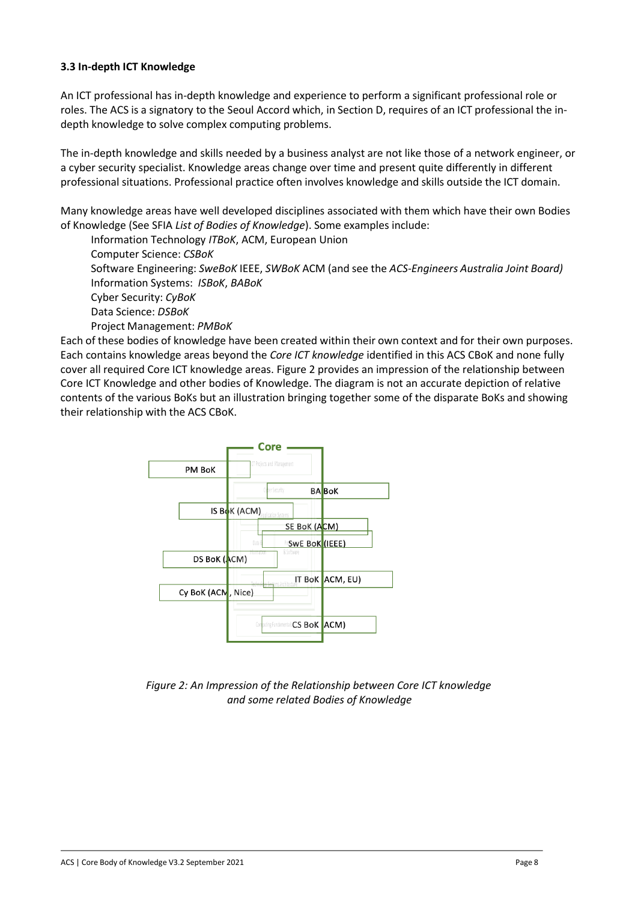### 3.3 In-depth ICT Knowledge

An ICT professional has in-depth knowledge and experience to perform a significant professional role or roles. The ACS is a signatory to the Seoul Accord which, in Section D, requires of an ICT professional the in-depth knowledge to solve complex computing problems.

The in-depth knowledge and skills needed by a business analyst are not like those of a network engineer, or a cyber security specialist. Knowledge areas change over time and present quite differently in different professional situations. Professional practice often involves knowledge and skills outside the ICT domain.

Many knowledge areas have well developed disciplines associated with them which have their own Bodies of Knowledge (See SFIA *List of Bodies of Knowledge*). Some examples include:

- Information Technology *ITBoK*, ACM, European Union
- Computer Science: *CSBoK*
- Software Engineering: *SweBoK* IEEE, *SWBoK* ACM (and see the *ACS-Engineers Australia Joint Board)*
- Information Systems: *ISBoK*, *BABoK*
- Cyber Security: *CyBoK*
- Data Science: *DSBoK*
- Project Management: *PMBoK*

Each of these bodies of knowledge have been created within their own context and for their own purposes. Each contains knowledge areas beyond the *Core ICT knowledge* identified in this ACS CBoK and none fully cover all required Core ICT knowledge areas. Figure 2 provides an impression of the relationship between Core ICT Knowledge and other bodies of Knowledge. The diagram is not an accurate depiction of relative contents of the various BoKs but an illustration bringing together some of the disparate BoKs and showing their relationship with the ACS CBoK.

*Figure 2: An Impression of the Relationship between Core ICT knowledge and some related Bodies of Knowledge*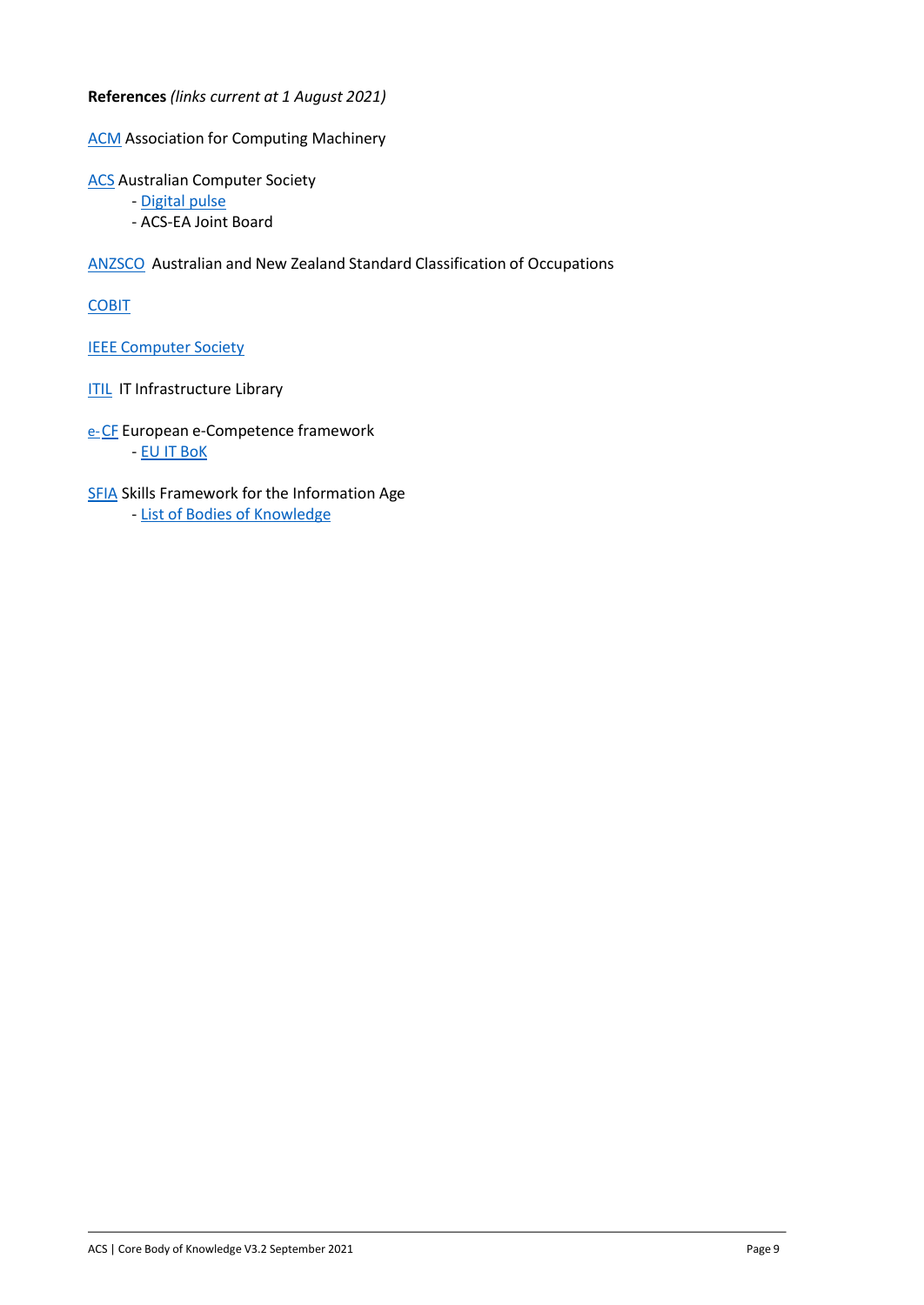**References** *(links current at 1 August 2021)*

ACM Association for Computing Machinery

ACS Australian Computer Society
- Digital pulse
- ACS-EA Joint Board

ANZSCO Australian and New Zealand Standard Classification of Occupations

COBIT

IEEE Computer Society

ITIL IT Infrastructure Library

e-CF European e-Competence framework
- EU IT BoK

SFIA Skills Framework for the Information Age
- List of Bodies of Knowledge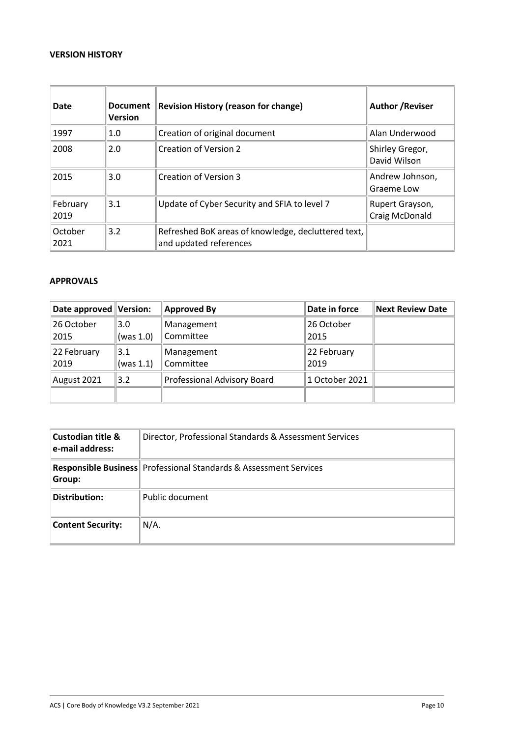**VERSION HISTORY**

| Date | Document Version | Revision History (reason for change) | Author /Reviser |
|---|---|---|---|
| 1997 | 1.0 | Creation of original document | Alan Underwood |
| 2008 | 2.0 | Creation of Version 2 | Shirley Gregor, David Wilson |
| 2015 | 3.0 | Creation of Version 3 | Andrew Johnson, Graeme Low |
| February 2019 | 3.1 | Update of Cyber Security and SFIA to level 7 | Rupert Grayson, Craig McDonald |
| October 2021 | 3.2 | Refreshed BoK areas of knowledge, decluttered text, and updated references | |

**APPROVALS**

| Date approved | Version: | Approved By | Date in force | Next Review Date |
|---|---|---|---|---|
| 26 October 2015 | 3.0 (was 1.0) | Management Committee | 26 October 2015 | |
| 22 February 2019 | 3.1 (was 1.1) | Management Committee | 22 February 2019 | |
| August 2021 | 3.2 | Professional Advisory Board | 1 October 2021 | |
| | | | | |

| | |
|---|---|
| **Custodian title & e-mail address:** | Director, Professional Standards & Assessment Services |
| **Responsible Business Group:** | Professional Standards & Assessment Services |
| **Distribution:** | Public document |
| **Content Security:** | N/A. |